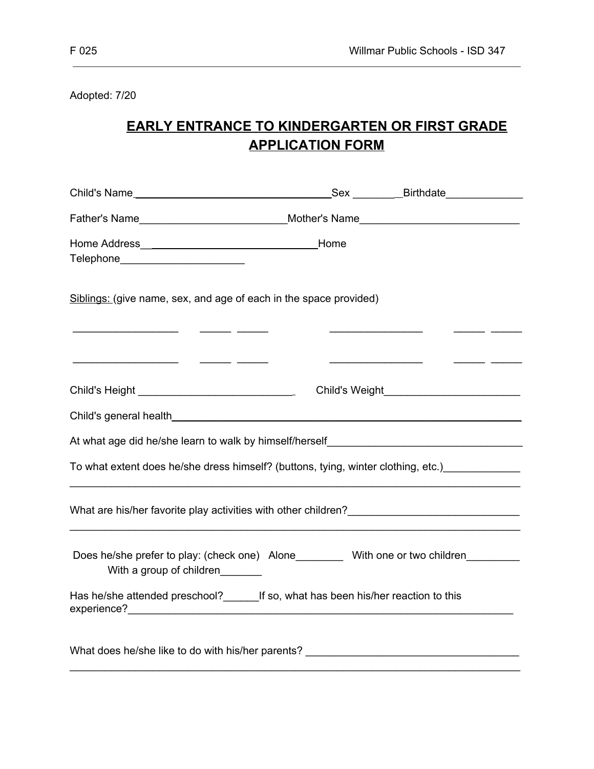F 025 Willmar Public Schools - ISD 347

Adopted: 7/20

# EARLY ENTRANCE TO KINDERGARTEN OR FIRST GRADE APPLICATION FORM

Child's Name____________________________________Sex _________Birthdate_____________

Father's Name_________________________Mother's Name___________________________

Home Address______________________________Home Telephone_____________________

Siblings: (give name, sex, and age of each in the space provided)

__________________ _____ _____ ________________ _____ _____

__________________ _____ _____ ________________ _____ _____

Child's Height ___________________________ Child's Weight_______________________

Child's general health_____________________________________________________________

At what age did he/she learn to walk by himself/herself_________________________________

To what extent does he/she dress himself? (buttons, tying, winter clothing, etc.)_____________
_____________________________________________________________________________

What are his/her favorite play activities with other children?_____________________________
_____________________________________________________________________________

Does he/she prefer to play: (check one) Alone________ With one or two children_________ With a group of children_______

Has he/she attended preschool?______If so, what has been his/her reaction to this experience?_____________________________________________________________________

What does he/she like to do with his/her parents? ____________________________________
_____________________________________________________________________________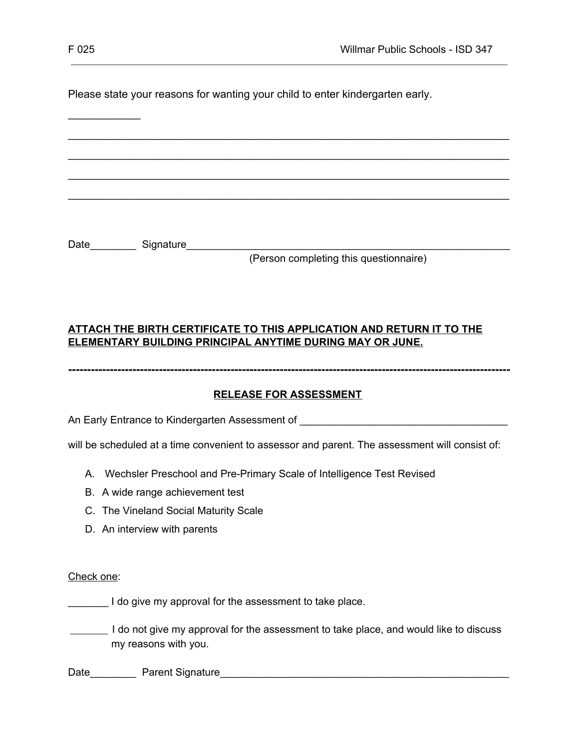Please state your reasons for wanting your child to enter kindergarten early.

____________

______________________________________________________________________________

______________________________________________________________________________

______________________________________________________________________________

______________________________________________________________________________

Date________ Signature__________________________________________________________
(Person completing this questionnaire)

**ATTACH THE BIRTH CERTIFICATE TO THIS APPLICATION AND RETURN IT TO THE ELEMENTARY BUILDING PRINCIPAL ANYTIME DURING MAY OR JUNE.**

---

## RELEASE FOR ASSESSMENT

An Early Entrance to Kindergarten Assessment of ____________________________________

will be scheduled at a time convenient to assessor and parent. The assessment will consist of:

A. Wechsler Preschool and Pre-Primary Scale of Intelligence Test Revised
B. A wide range achievement test
C. The Vineland Social Maturity Scale
D. An interview with parents

Check one:

_______ I do give my approval for the assessment to take place.

_______ I do not give my approval for the assessment to take place, and would like to discuss my reasons with you.

Date________ Parent Signature____________________________________________________